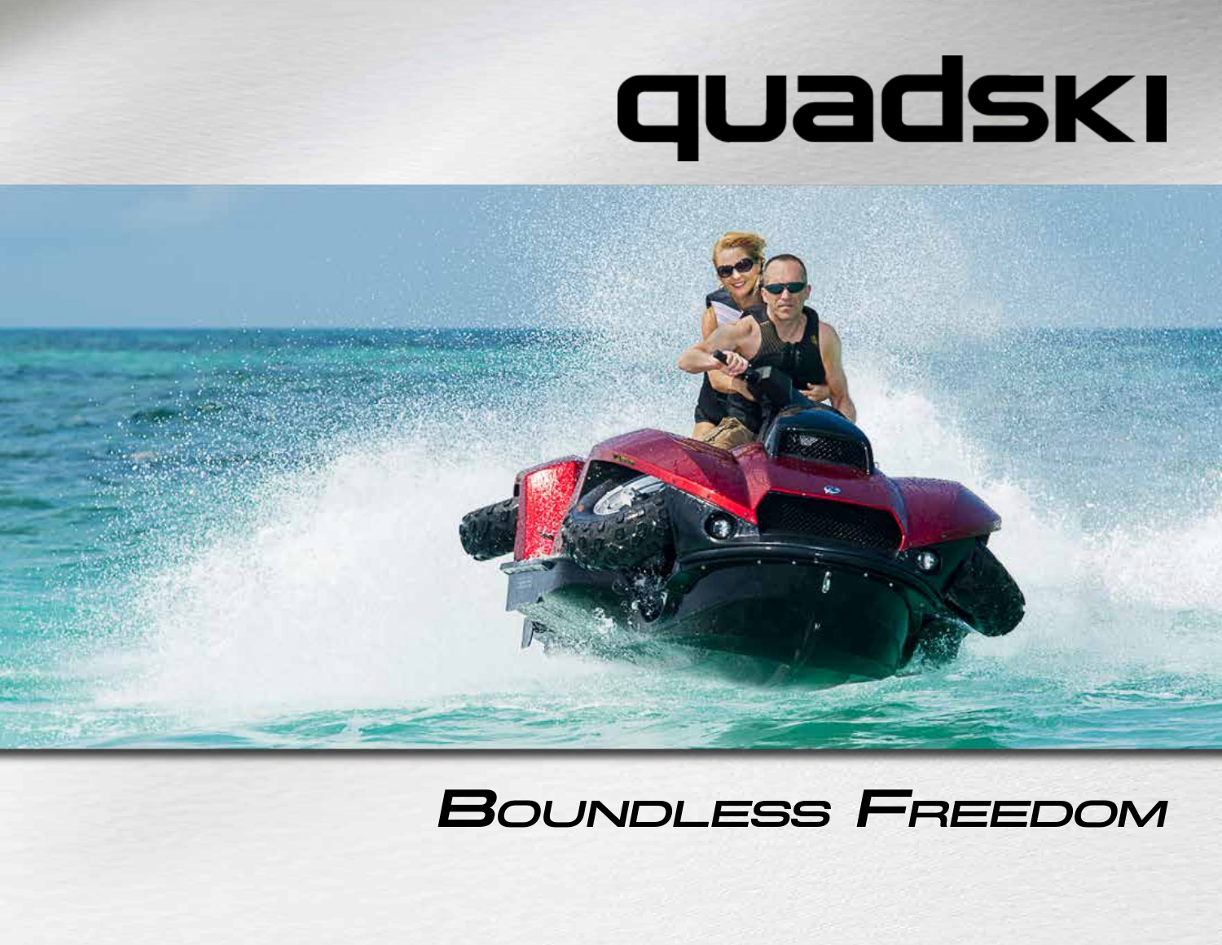# quadski

## BOUNDLESS FREEDOM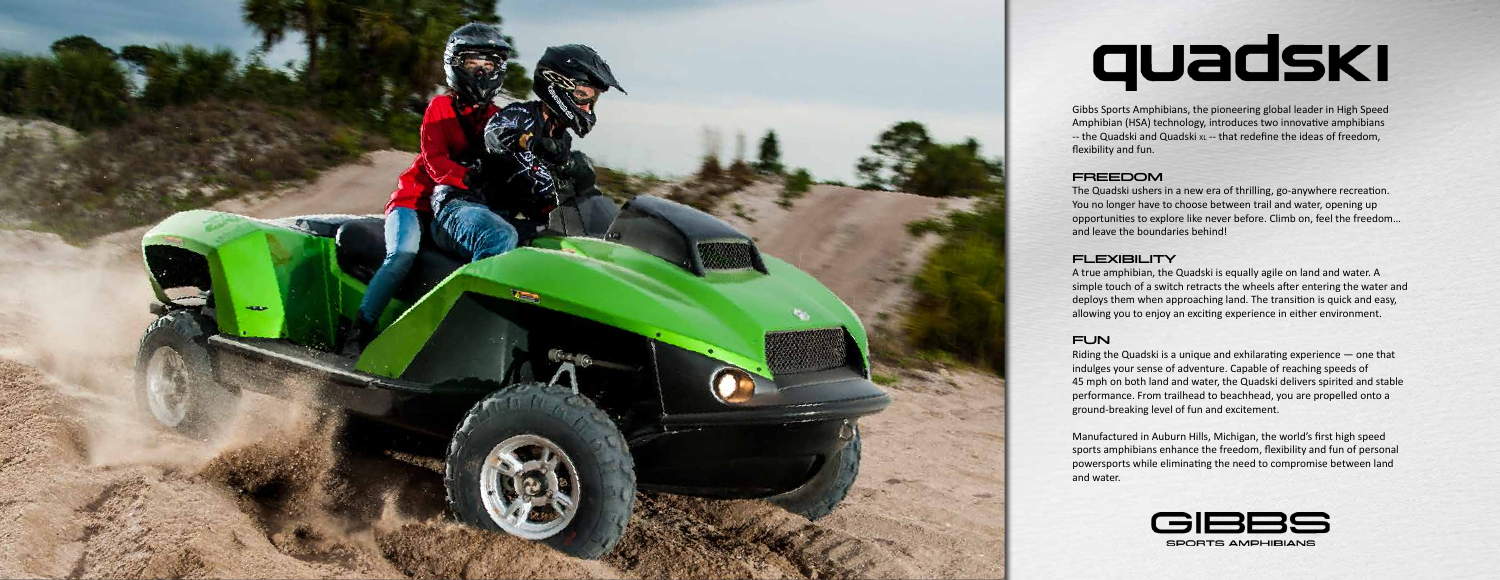# quadski

Gibbs Sports Amphibians, the pioneering global leader in High Speed Amphibian (HSA) technology, introduces two innovative amphibians -- the Quadski and Quadski XL -- that redefine the ideas of freedom, flexibility and fun.

## FREEDOM

The Quadski ushers in a new era of thrilling, go-anywhere recreation. You no longer have to choose between trail and water, opening up opportunities to explore like never before. Climb on, feel the freedom… and leave the boundaries behind!

## FLEXIBILITY

A true amphibian, the Quadski is equally agile on land and water. A simple touch of a switch retracts the wheels after entering the water and deploys them when approaching land. The transition is quick and easy, allowing you to enjoy an exciting experience in either environment.

## FUN

Riding the Quadski is a unique and exhilarating experience — one that indulges your sense of adventure. Capable of reaching speeds of 45 mph on both land and water, the Quadski delivers spirited and stable performance. From trailhead to beachhead, you are propelled onto a ground-breaking level of fun and excitement.

Manufactured in Auburn Hills, Michigan, the world's first high speed sports amphibians enhance the freedom, flexibility and fun of personal powersports while eliminating the need to compromise between land and water.

GIBBS SPORTS AMPHIBIANS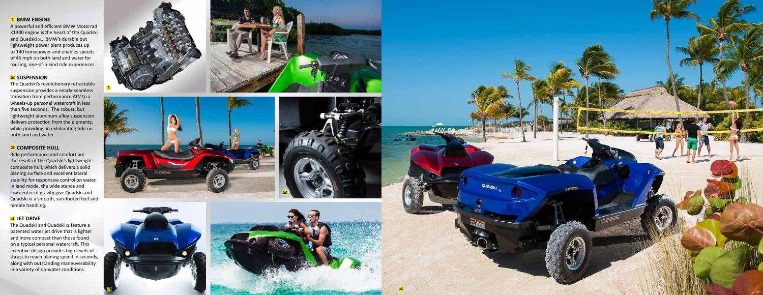## 1 BMW ENGINE

A powerful and efficient BMW Motorrad K1300 engine is the heart of the Quadski and Quadski XL. BMW's durable but lightweight power plant produces up to 140 horsepower and enables speeds of 45 mph on both land and water for rousing, one-of-a-kind ride experiences.

## 2 SUSPENSION

The Quadski's revolutionary retractable suspension provides a nearly-seamless transition from performance ATV to a wheels-up personal watercraft in less than five seconds. The robust, but lightweight aluminum-alloy suspension delivers protection from the elements, while providing an exhilarating ride on both land and water.

## 3 COMPOSITE HULL

Ride performance and comfort are the result of the Quadski's lightweight composite hull, which delivers a solid planing surface and excellent lateral stability for responsive control on water. In land mode, the wide stance and low center of gravity give Quadski and Quadski XL a smooth, surefooted feel and nimble handling.

## 4 JET DRIVE

The Quadski and Quadski XL feature a patented water jet drive that is lighter and more compact than those found on a typical personal watercraft. This inventive design provides high levels of thrust to reach planing speed in seconds, along with outstanding maneuverability in a variety of on-water conditions.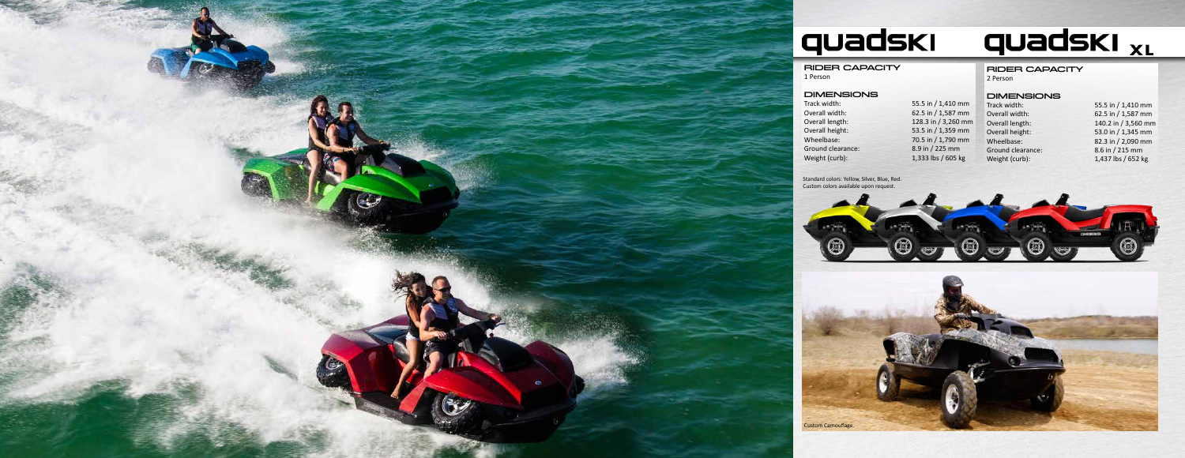# quadski

## RIDER CAPACITY

1 Person

## DIMENSIONS

| | |
|---|---|
| Track width: | 55.5 in / 1,410 mm |
| Overall width: | 62.5 in / 1,587 mm |
| Overall length: | 128.3 in / 3,260 mm |
| Overall height: | 53.5 in / 1,359 mm |
| Wheelbase: | 70.5 in / 1,790 mm |
| Ground clearance: | 8.9 in / 225 mm |
| Weight (curb): | 1,333 lbs / 605 kg |

# quadski XL

## RIDER CAPACITY

2 Person

## DIMENSIONS

| | |
|---|---|
| Track width: | 55.5 in / 1,410 mm |
| Overall width: | 62.5 in / 1,587 mm |
| Overall length: | 140.2 in / 3,560 mm |
| Overall height: | 53.0 in / 1,345 mm |
| Wheelbase: | 82.3 in / 2,090 mm |
| Ground clearance: | 8.6 in / 215 mm |
| Weight (curb): | 1,437 lbs / 652 kg |

Standard colors: Yellow, Silver, Blue, Red.
Custom colors available upon request.

Custom Camouflage.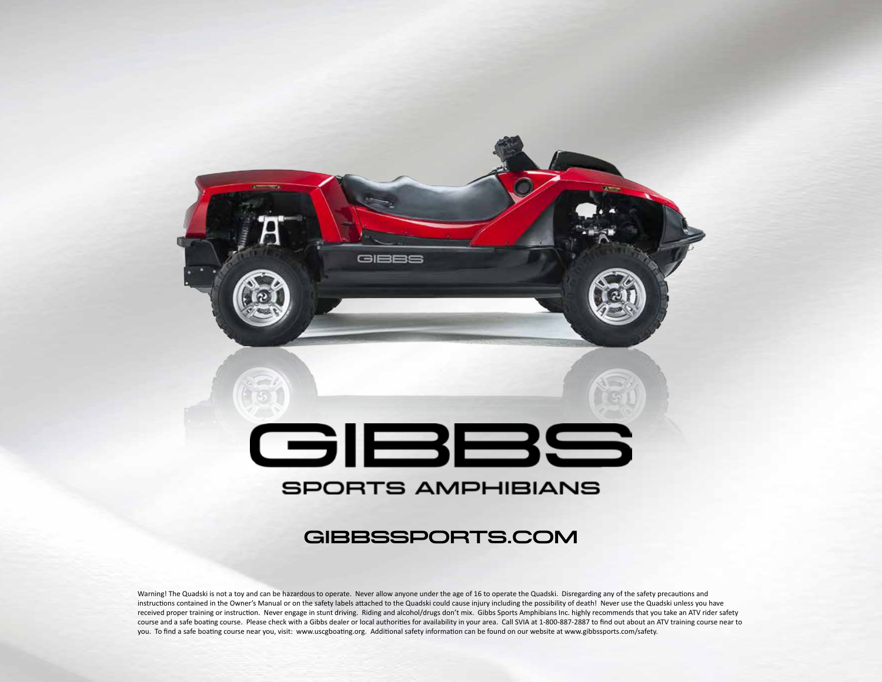# GIBBS

## SPORTS AMPHIBIANS

**GIBBSSPORTS.COM**

Warning! The Quadski is not a toy and can be hazardous to operate. Never allow anyone under the age of 16 to operate the Quadski. Disregarding any of the safety precautions and instructions contained in the Owner's Manual or on the safety labels attached to the Quadski could cause injury including the possibility of death! Never use the Quadski unless you have received proper training or instruction. Never engage in stunt driving. Riding and alcohol/drugs don't mix. Gibbs Sports Amphibians Inc. highly recommends that you take an ATV rider safety course and a safe boating course. Please check with a Gibbs dealer or local authorities for availability in your area. Call SVIA at 1-800-887-2887 to find out about an ATV training course near to you. To find a safe boating course near you, visit: www.uscgboating.org. Additional safety information can be found on our website at www.gibbssports.com/safety.